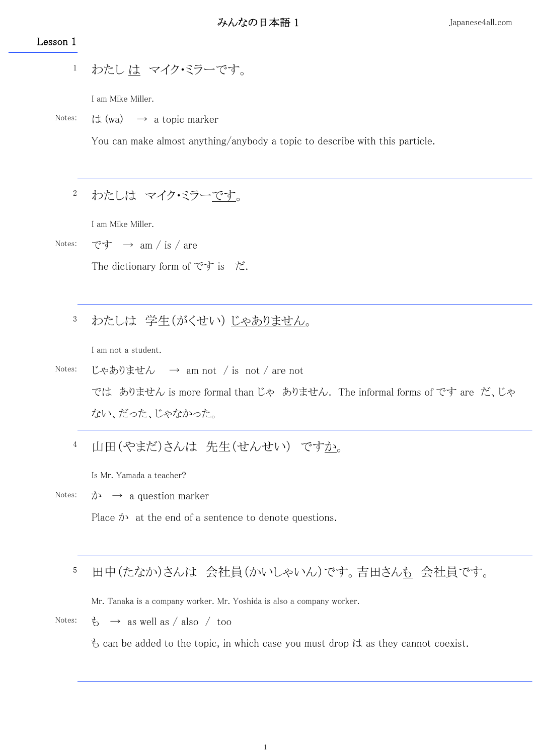## Lesson 1

1 わたし は　マイク･ミラーです。

I am Mike Miller.

Notes: は (wa)　→　a topic marker

You can make almost anything/anybody a topic to describe with this particle.

---

2 わたしは　マイク･ミラーです。

I am Mike Miller.

Notes: です　→　am / is / are

The dictionary form of です is　だ.

---

3 わたしは　学生(がくせい) じゃありません。

I am not a student.

Notes: じゃありません　→　am not　/ is　not / are not

では　ありません is more formal than じゃ　ありません.　The informal forms of です are　だ、じゃない、だった、じゃなかった。

---

4 山田(やまだ)さんは　先生(せんせい)　ですか。

Is Mr. Yamada a teacher?

Notes: か　→　a question marker

Place か　at the end of a sentence to denote questions.

---

5 田中(たなか)さんは　会社員(かいしゃいん)です。吉田さんも　会社員です。

Mr. Tanaka is a company worker. Mr. Yoshida is also a company worker.

Notes: も　→　as well as / also　/　too

も can be added to the topic, in which case you must drop は as they cannot coexist.

---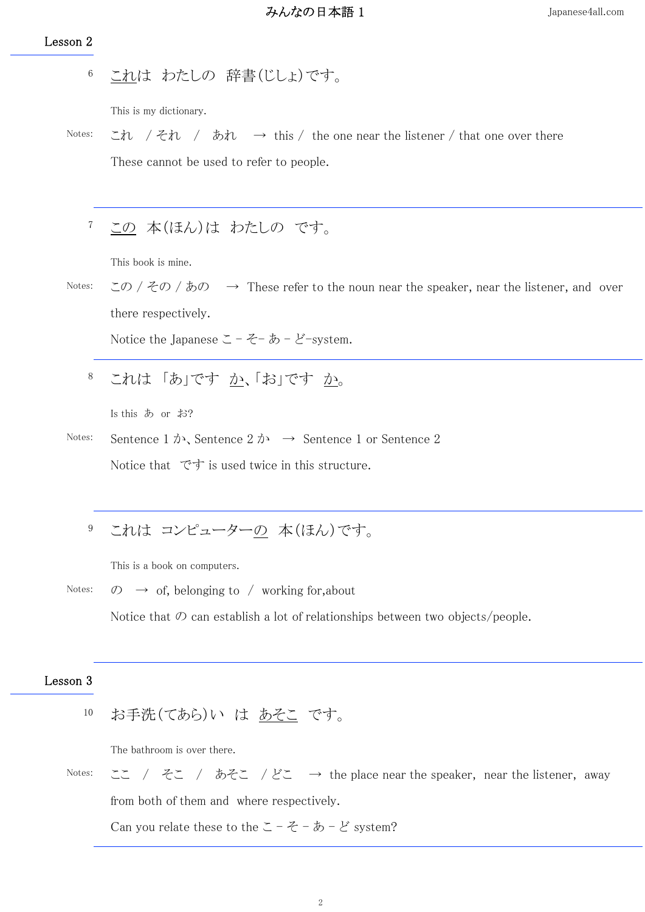## Lesson 2

6 これは　わたしの　辞書(じしょ)です。

This is my dictionary.

Notes: これ　/ それ　/　あれ　→ this / the one near the listener / that one over there

These cannot be used to refer to people.

---

7 この　本(ほん)は　わたしの　です。

This book is mine.

Notes: この / その / あの　→ These refer to the noun near the speaker, near the listener, and over there respectively.

Notice the Japanese こ－そ－あ－ど-system.

---

8 これは 「あ」です　か、「お」です　か。

Is this あ or お?

Notes: Sentence 1 か、Sentence 2 か　→ Sentence 1 or Sentence 2

Notice that です is used twice in this structure.

---

9 これは　コンピューターの　本(ほん)です。

This is a book on computers.

Notes: の　→ of, belonging to / working for,about

Notice that の can establish a lot of relationships between two objects/people.

---

## Lesson 3

10 お手洗(てあら)い　は　あそこ　です。

The bathroom is over there.

Notes: ここ　/　そこ　/　あそこ　/ どこ　→ the place near the speaker, near the listener, away from both of them and where respectively.

Can you relate these to the こ－そ－あ－ど system?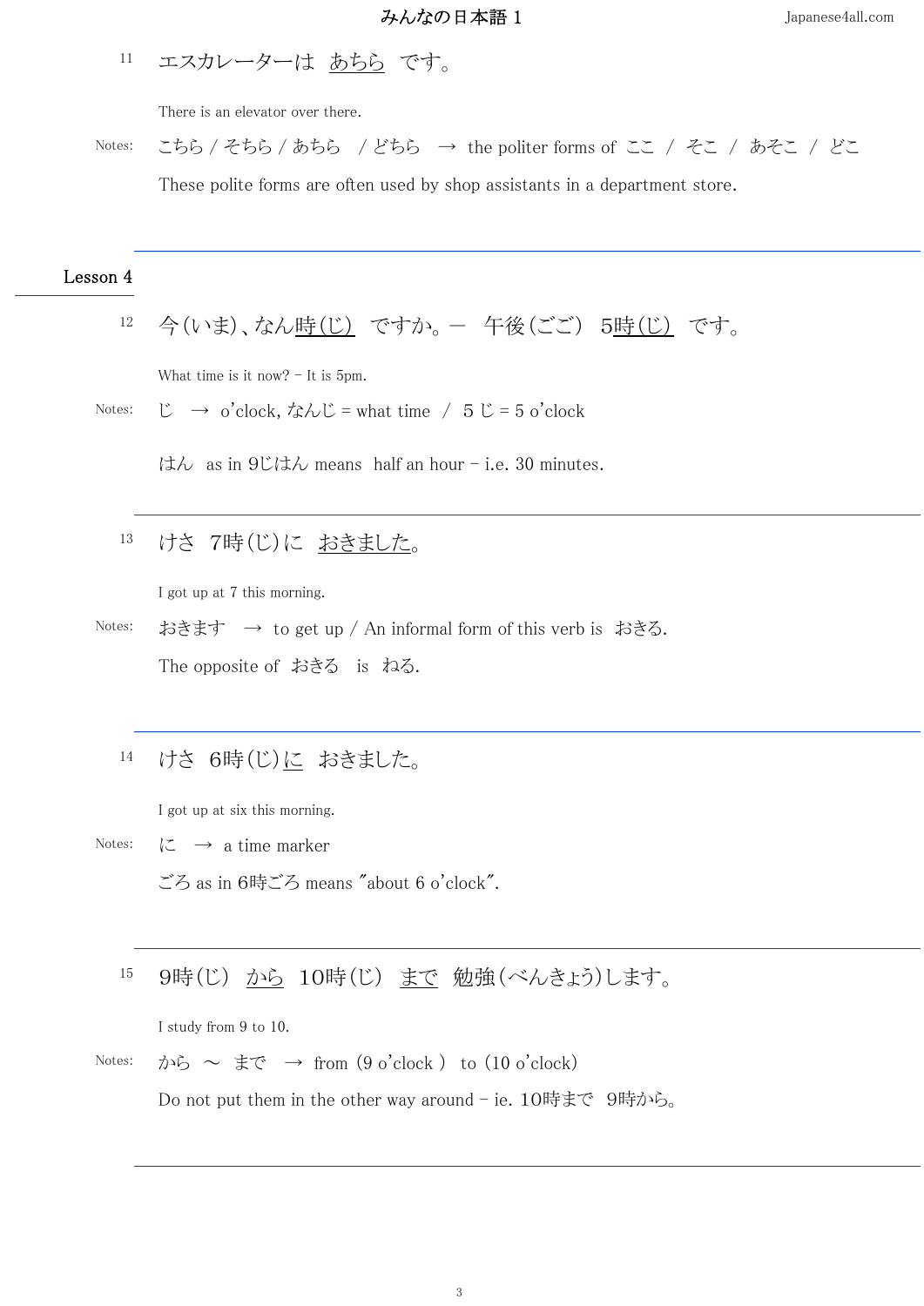11 エスカレーターは あちら です。

There is an elevator over there.

Notes: こちら / そちら / あちら / どちら → the politer forms of ここ / そこ / あそこ / どこ

These polite forms are often used by shop assistants in a department store.

---

## Lesson 4

12 今(いま)、なん時(じ) ですか。— 午後(ごご) 5時(じ) です。

What time is it now? – It is 5pm.

Notes: じ → o'clock, なんじ = what time / 5 じ = 5 o'clock

はん as in 9じはん means half an hour – i.e. 30 minutes.

---

13 けさ 7時(じ)に おきました。

I got up at 7 this morning.

Notes: おきます → to get up / An informal form of this verb is おきる.

The opposite of おきる is ねる.

---

14 けさ 6時(じ)に おきました。

I got up at six this morning.

Notes: に → a time marker

ごろ as in 6時ごろ means "about 6 o'clock".

---

15 9時(じ) から 10時(じ) まで 勉強(べんきょう)します。

I study from 9 to 10.

Notes: から ～ まで → from (9 o'clock) to (10 o'clock)

Do not put them in the other way around – ie. 10時まで 9時から。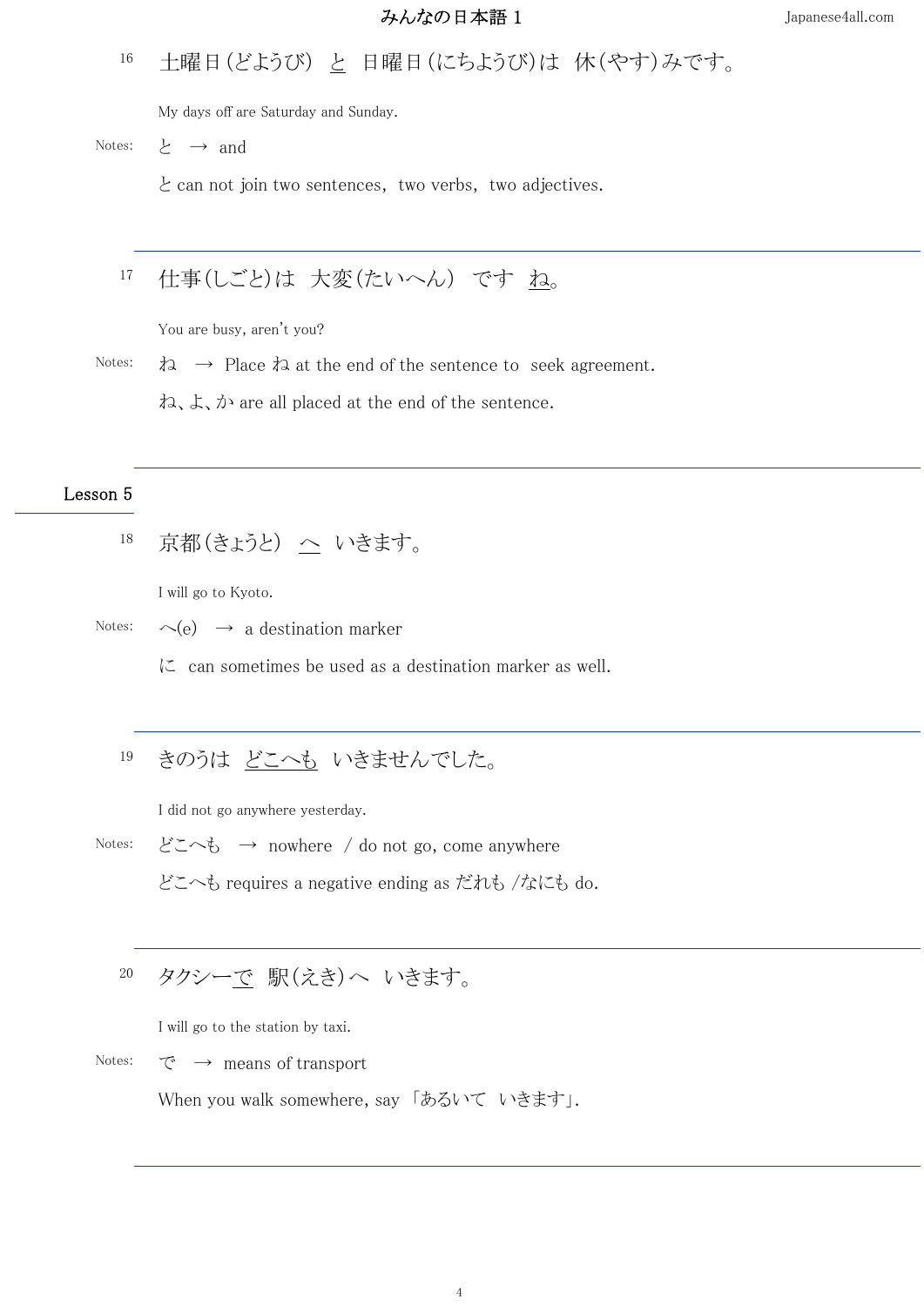16 土曜日(どようび) と 日曜日(にちようび)は 休(やす)みです。

My days off are Saturday and Sunday.

Notes: と → and

と can not join two sentences, two verbs, two adjectives.

---

17 仕事(しごと)は 大変(たいへん) です ね。

You are busy, aren't you?

Notes: ね → Place ね at the end of the sentence to seek agreement.

ね、よ、か are all placed at the end of the sentence.

---

## Lesson 5

18 京都(きょうと) へ いきます。

I will go to Kyoto.

Notes: へ(e) → a destination marker

に can sometimes be used as a destination marker as well.

---

19 きのうは どこへも いきませんでした。

I did not go anywhere yesterday.

Notes: どこへも → nowhere / do not go, come anywhere

どこへも requires a negative ending as だれも /なにも do.

---

20 タクシーで 駅(えき)へ いきます。

I will go to the station by taxi.

Notes: で → means of transport

When you walk somewhere, say 「あるいて いきます」.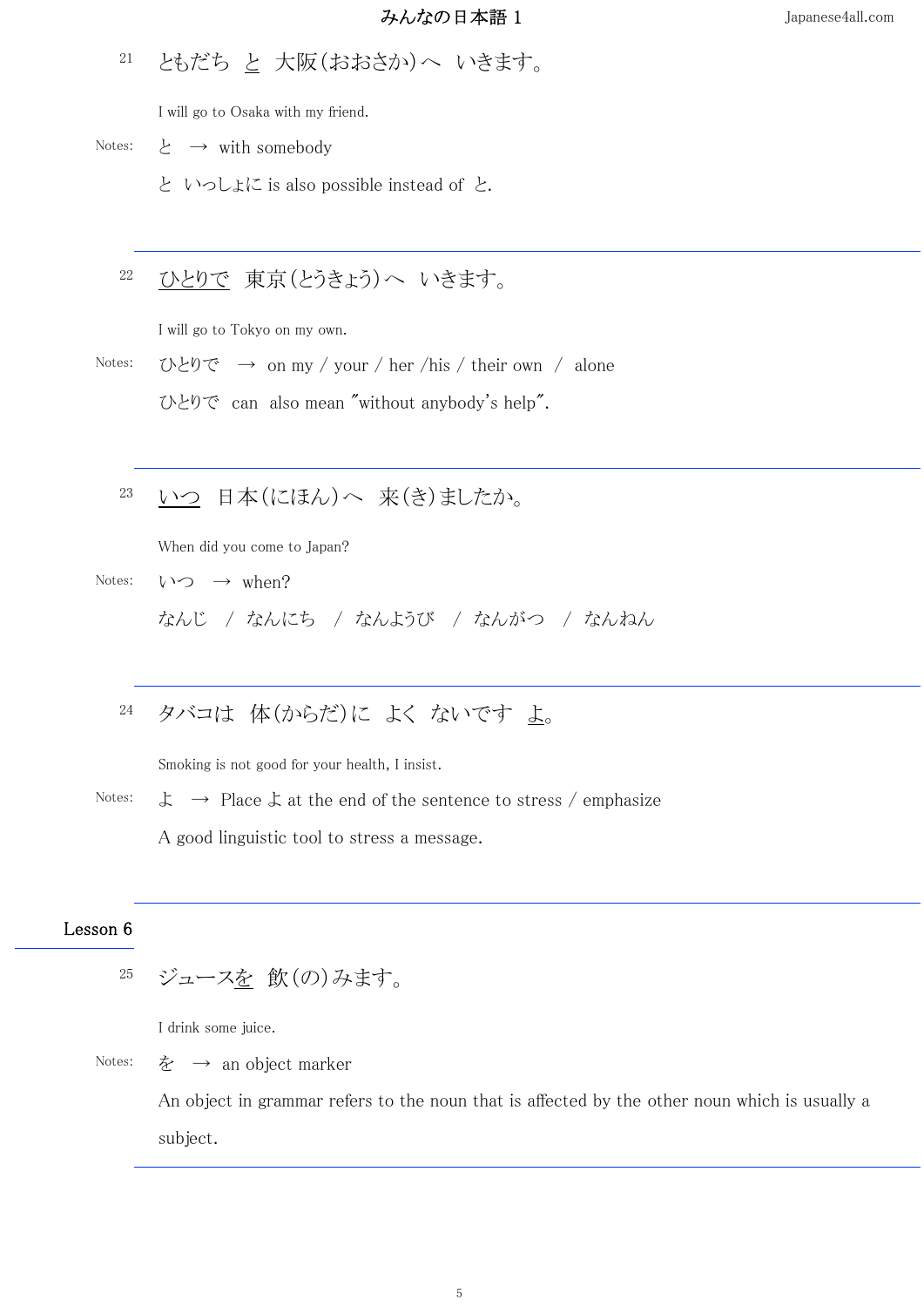21　ともだち　<u>と</u>　大阪(おおさか)へ　いきます。

I will go to Osaka with my friend.

Notes:　と　→　with somebody

と　いっしょに is also possible instead of と.

---

22　<u>ひとりで</u>　東京(とうきょう)へ　いきます。

I will go to Tokyo on my own.

Notes:　ひとりで　→　on my / your / her /his / their own　/　alone

ひとりで　can　also mean "without anybody's help".

---

23　<u>いつ</u>　日本(にほん)へ　来(き)ましたか。

When did you come to Japan?

Notes:　いつ　→　when?

なんじ　/　なんにち　/　なんようび　/　なんがつ　/　なんねん

---

24　タバコは　体(からだ)に　よく　ないです　<u>よ</u>。

Smoking is not good for your health, I insist.

Notes:　よ　→　Place よ at the end of the sentence to stress / emphasize

A good linguistic tool to stress a message.

---

## Lesson 6

25　ジュース<u>を</u>　飲(の)みます。

I drink some juice.

Notes:　を　→　an object marker

An object in grammar refers to the noun that is affected by the other noun which is usually a subject.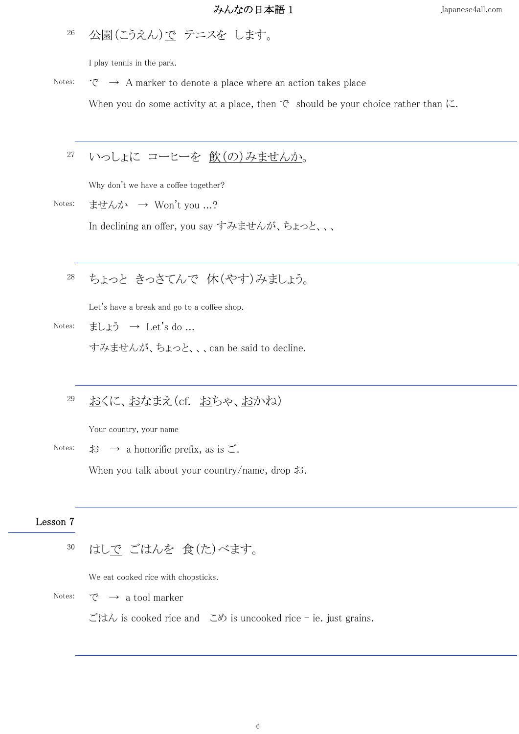26 公園(こうえん)で　テニスを　します。

I play tennis in the park.

Notes: で　→　A marker to denote a place where an action takes place

When you do some activity at a place, then で　should be your choice rather than に.

---

27 いっしょに　コーヒーを　飲(の)みませんか。

Why don't we have a coffee together?

Notes: ませんか　→　Won't you ...?

In declining an offer, you say すみませんが、ちょっと、、、

---

28 ちょっと　きっさてんで　休(やす)みましょう。

Let's have a break and go to a coffee shop.

Notes: ましょう　→　Let's do ...

すみませんが、ちょっと、、、can be said to decline.

---

29 おくに、おなまえ(cf.　おちゃ、おかね)

Your country, your name

Notes: お　→　a honorific prefix, as is ご.

When you talk about your country/name, drop お.

---

## Lesson 7

30 はしで　ごはんを　食(た)べます。

We eat cooked rice with chopsticks.

Notes: で　→　a tool marker

ごはん is cooked rice and　こめ is uncooked rice – ie. just grains.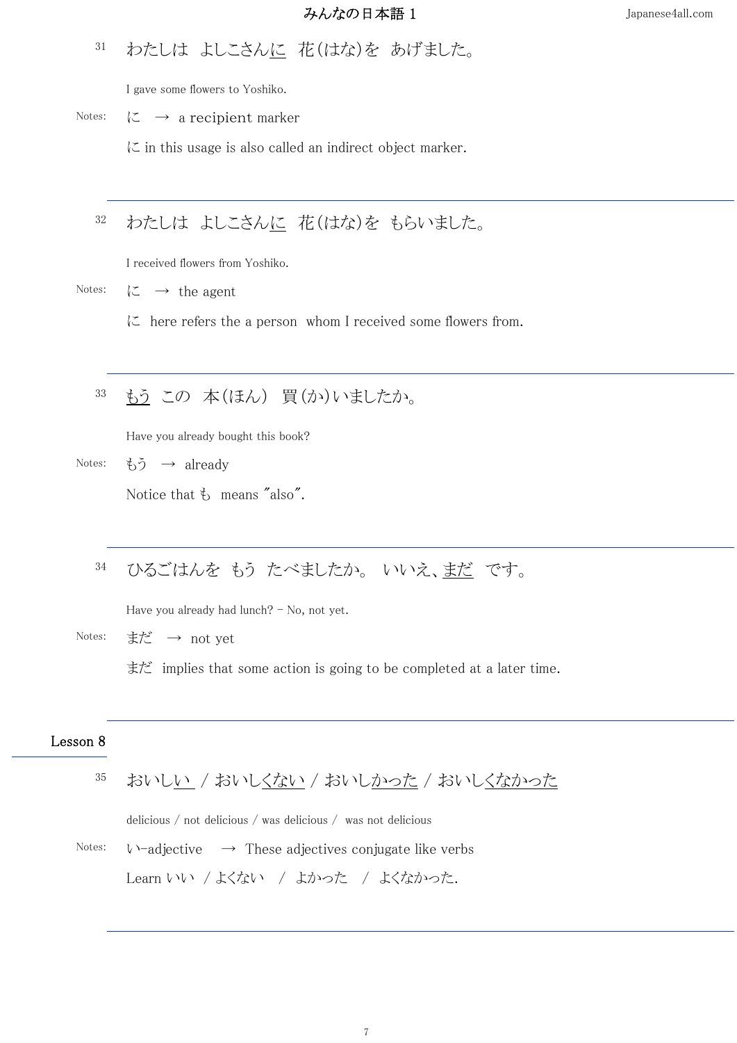31 わたしは　よしこさん<u>に</u>　花(はな)を　あげました。

I gave some flowers to Yoshiko.

Notes: に　→　a recipient marker

に in this usage is also called an indirect object marker.

---

32 わたしは　よしこさん<u>に</u>　花(はな)を　もらいました。

I received flowers from Yoshiko.

Notes: に　→　the agent

に　here refers the a person　whom I received some flowers from.

---

33 <u>もう</u>　この　本(ほん)　買(か)いましたか。

Have you already bought this book?

Notes: もう　→　already

Notice that も　means "also".

---

34 ひるごはんを　もう　たべましたか。　いいえ、<u>まだ</u>　です。

Have you already had lunch? – No, not yet.

Notes: まだ　→　not yet

まだ　implies that some action is going to be completed at a later time.

---

## Lesson 8

35 おいし<u>い</u> / おいし<u>くない</u> / おいし<u>かった</u> / おいし<u>くなかった</u>

delicious / not delicious / was delicious / was not delicious

Notes: い-adjective　→　These adjectives conjugate like verbs

Learn いい　/ よくない　/　よかった　/　よくなかった.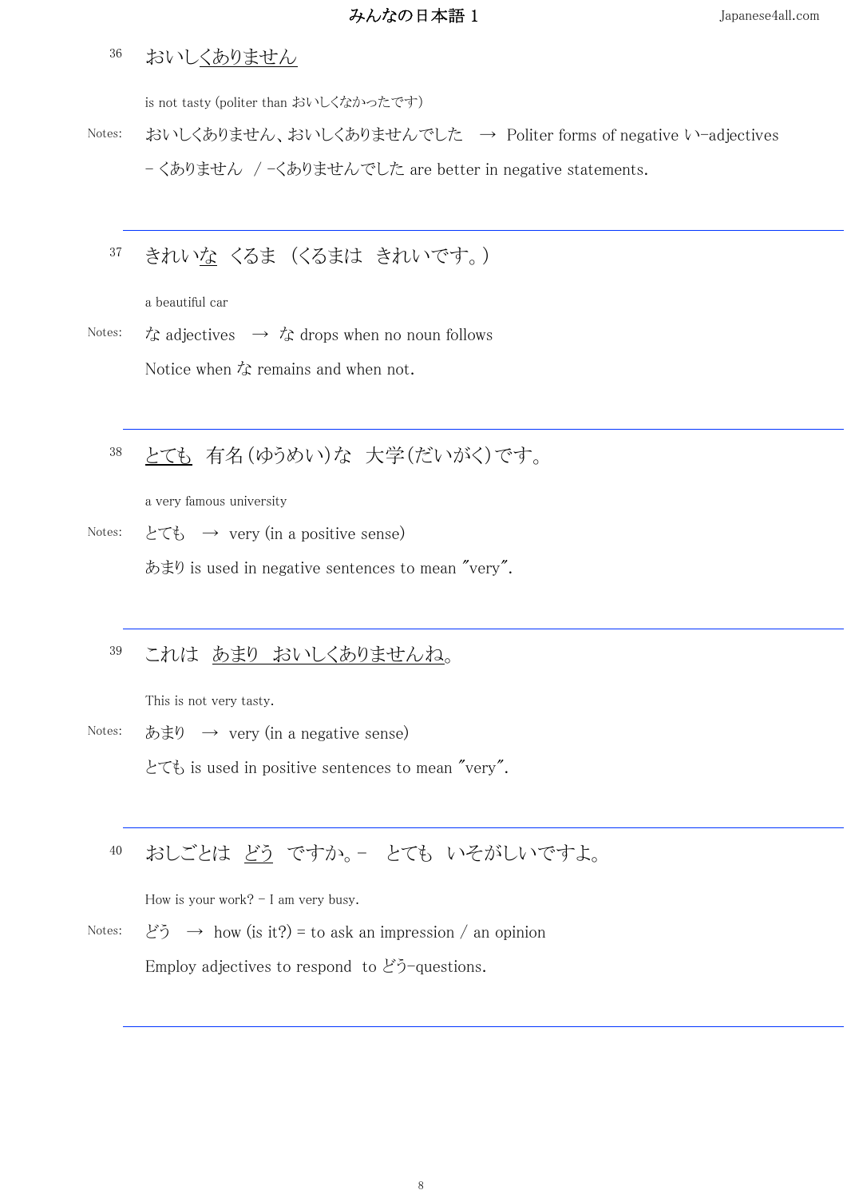36　おいしくありません

is not tasty (politer than おいしくなかったです)

Notes: おいしくありません、おいしくありませんでした　→　Politer forms of negative い-adjectives

－くありません　/ -くありませんでした are better in negative statements.

---

37　きれいな　くるま　(くるまは　きれいです。)

a beautiful car

Notes: な adjectives　→　な drops when no noun follows

Notice when な remains and when not.

---

38　とても　有名(ゆうめい)な　大学(だいがく)です。

a very famous university

Notes: とても　→　very (in a positive sense)

あまり is used in negative sentences to mean "very".

---

39　これは　あまり　おいしくありませんね。

This is not very tasty.

Notes: あまり　→　very (in a negative sense)

とても is used in positive sentences to mean "very".

---

40　おしごとは　どう　ですか。－　とても　いそがしいですよ。

How is your work? – I am very busy.

Notes: どう　→　how (is it?) = to ask an impression / an opinion

Employ adjectives to respond to どう-questions.

---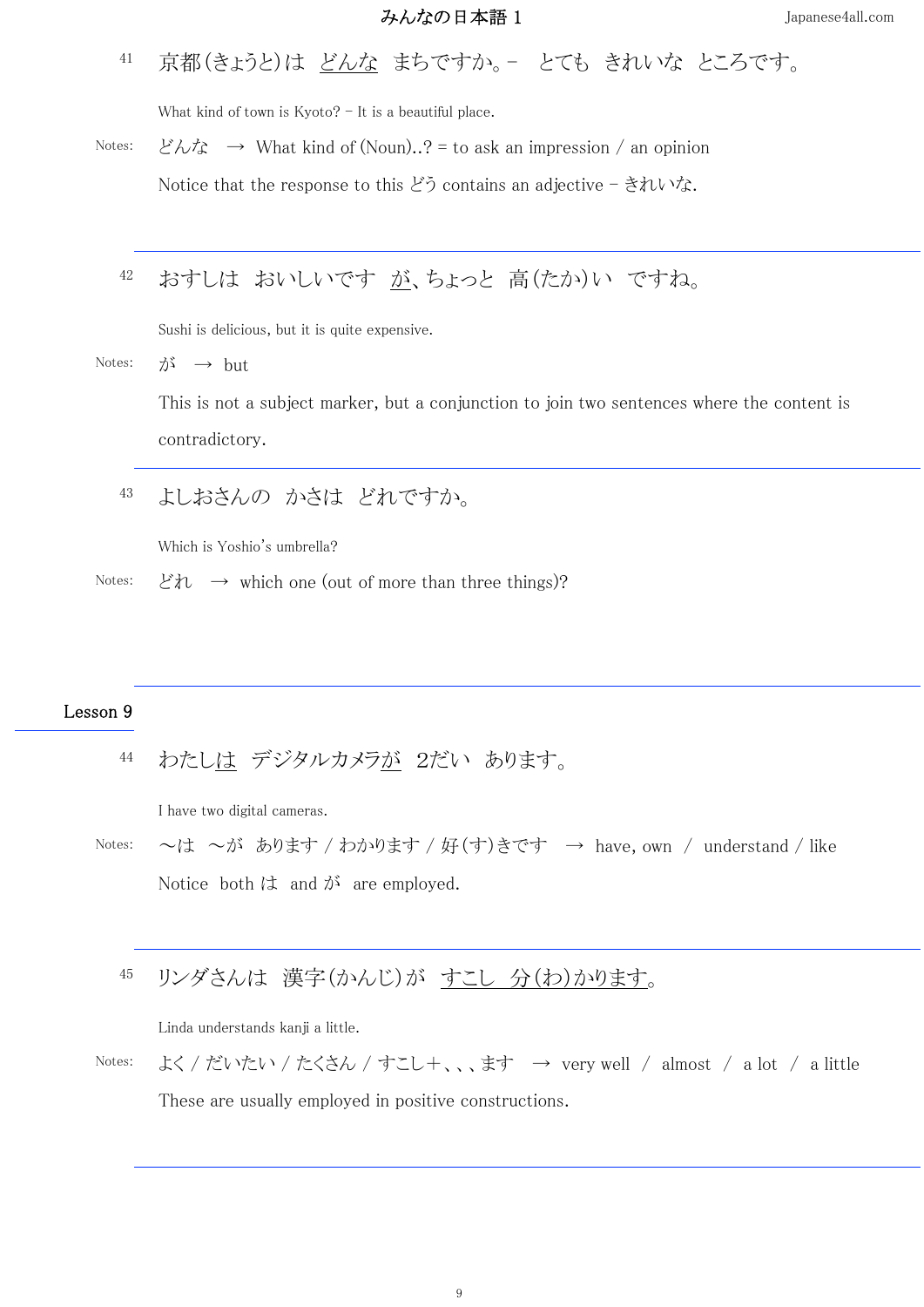41 京都(きょうと)は どんな まちですか。－ とても きれいな ところです。

What kind of town is Kyoto? – It is a beautiful place.

Notes: どんな → What kind of (Noun)..? = to ask an impression / an opinion

Notice that the response to this どう contains an adjective – きれいな.

---

42 おすしは おいしいです が、ちょっと 高(たか)い ですね。

Sushi is delicious, but it is quite expensive.

Notes: が → but

This is not a subject marker, but a conjunction to join two sentences where the content is contradictory.

---

43 よしおさんの かさは どれですか。

Which is Yoshio's umbrella?

Notes: どれ → which one (out of more than three things)?

---

## Lesson 9

44 わたしは デジタルカメラが 2だい あります。

I have two digital cameras.

Notes: ～は ～が あります / わかります / 好(す)きです → have, own / understand / like

Notice both は and が are employed.

---

45 リンダさんは 漢字(かんじ)が すこし 分(わ)かります。

Linda understands kanji a little.

Notes: よく / だいたい / たくさん / すこし+、、、ます → very well / almost / a lot / a little

These are usually employed in positive constructions.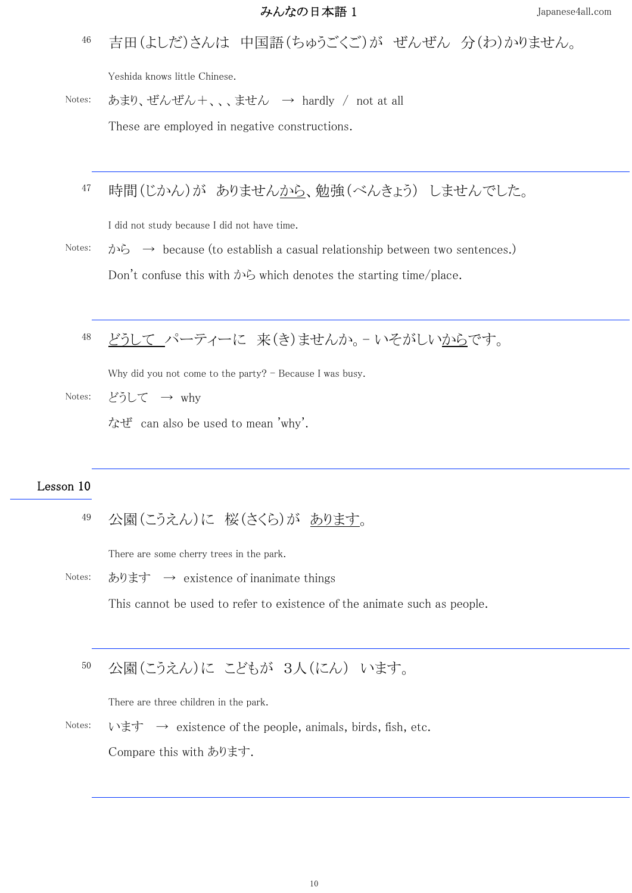46　吉田(よしだ)さんは　中国語(ちゅうごくご)が　ぜんぜん　分(わ)かりません。

Yeshida knows little Chinese.

Notes: あまり、ぜんぜん＋、、、ません　→ hardly / not at all

These are employed in negative constructions.

---

47　時間(じかん)が　ありませんから、勉強(べんきょう)　しませんでした。

I did not study because I did not have time.

Notes: から　→ because (to establish a casual relationship between two sentences.)

Don't confuse this with から which denotes the starting time/place.

---

48　どうして　パーティーに　来(き)ませんか。－ いそがしいからです。

Why did you not come to the party? – Because I was busy.

Notes: どうして　→ why

なぜ　can also be used to mean 'why'.

---

## Lesson 10

49　公園(こうえん)に　桜(さくら)が　あります。

There are some cherry trees in the park.

Notes: あります　→ existence of inanimate things

This cannot be used to refer to existence of the animate such as people.

---

50　公園(こうえん)に　こどもが　３人(にん)　います。

There are three children in the park.

Notes: います　→ existence of the people, animals, birds, fish, etc.

Compare this with あります.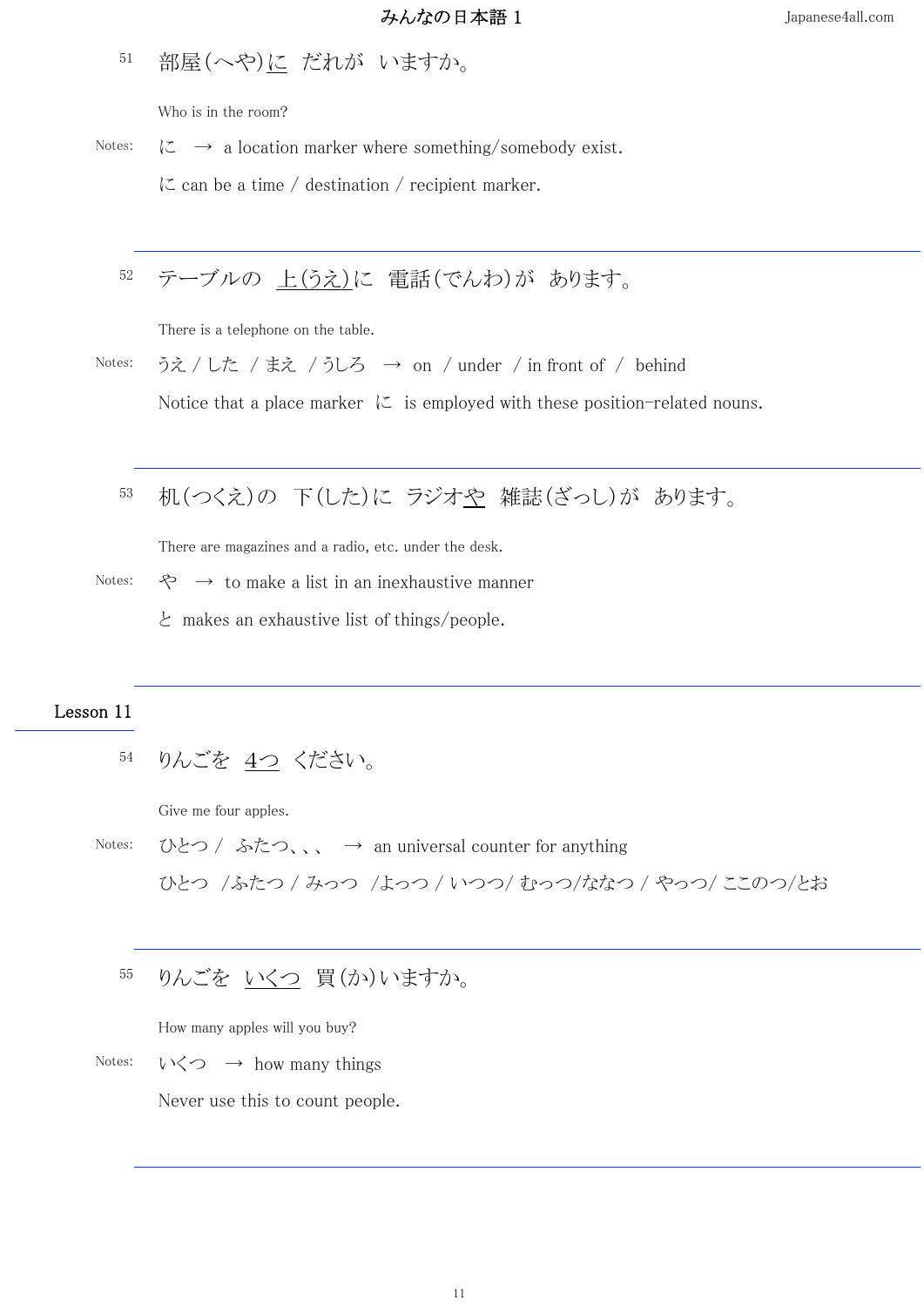51 部屋(へや)に　だれが　いますか。

Who is in the room?

Notes: に　→　a location marker where something/somebody exist.

に can be a time / destination / recipient marker.

---

52 テーブルの　上(うえ)に　電話(でんわ)が　あります。

There is a telephone on the table.

Notes: うえ / した　/ まえ　/ うしろ　→　on　/ under　/ in front of　/　behind

Notice that a place marker　に　is employed with these position-related nouns.

---

53 机(つくえ)の　下(した)に　ラジオや　雑誌(ざっし)が　あります。

There are magazines and a radio, etc. under the desk.

Notes: や　→　to make a list in an inexhaustive manner

と　makes an exhaustive list of things/people.

---

## Lesson 11

54 りんごを　4つ　ください。

Give me four apples.

Notes: ひとつ /　ふたつ、、、　→　an universal counter for anything

ひとつ　/ふたつ / みっつ　/よっつ / いつつ/ むっつ/ななつ / やっつ/ ここのつ/とお

---

55 りんごを　いくつ　買(か)いますか。

How many apples will you buy?

Notes: いくつ　→　how many things

Never use this to count people.

---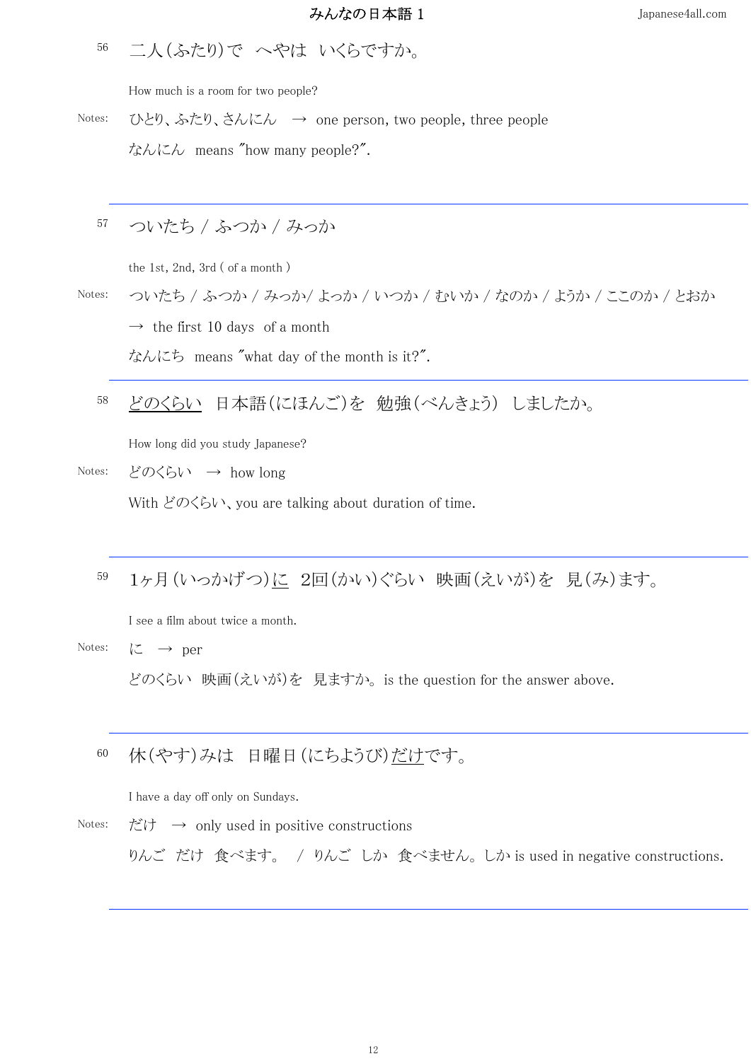56 二人(ふたり)で　へやは　いくらですか。

How much is a room for two people?

Notes: ひとり、ふたり、さんにん　→　one person, two people, three people

なんにん　means "how many people?".

---

57 ついたち / ふつか / みっか

the 1st, 2nd, 3rd ( of a month )

Notes: ついたち / ふつか / みっか/ よっか / いつか / むいか / なのか / ようか / ここのか / とおか

→　the first 10 days　of a month

なんにち　means "what day of the month is it?".

---

58 <u>どのくらい</u>　日本語(にほんご)を　勉強(べんきょう)　しましたか。

How long did you study Japanese?

Notes: どのくらい　→　how long

With どのくらい、you are talking about duration of time.

---

59 1ヶ月(いっかげつ)<u>に</u>　2回(かい)ぐらい　映画(えいが)を　見(み)ます。

I see a film about twice a month.

Notes: に　→　per

どのくらい　映画(えいが)を　見ますか。is the question for the answer above.

---

60 休(やす)みは　日曜日(にちようび)<u>だけ</u>です。

I have a day off only on Sundays.

Notes: だけ　→　only used in positive constructions

りんご　だけ　食べます。　/　りんご　しか　食べません。しか is used in negative constructions.

---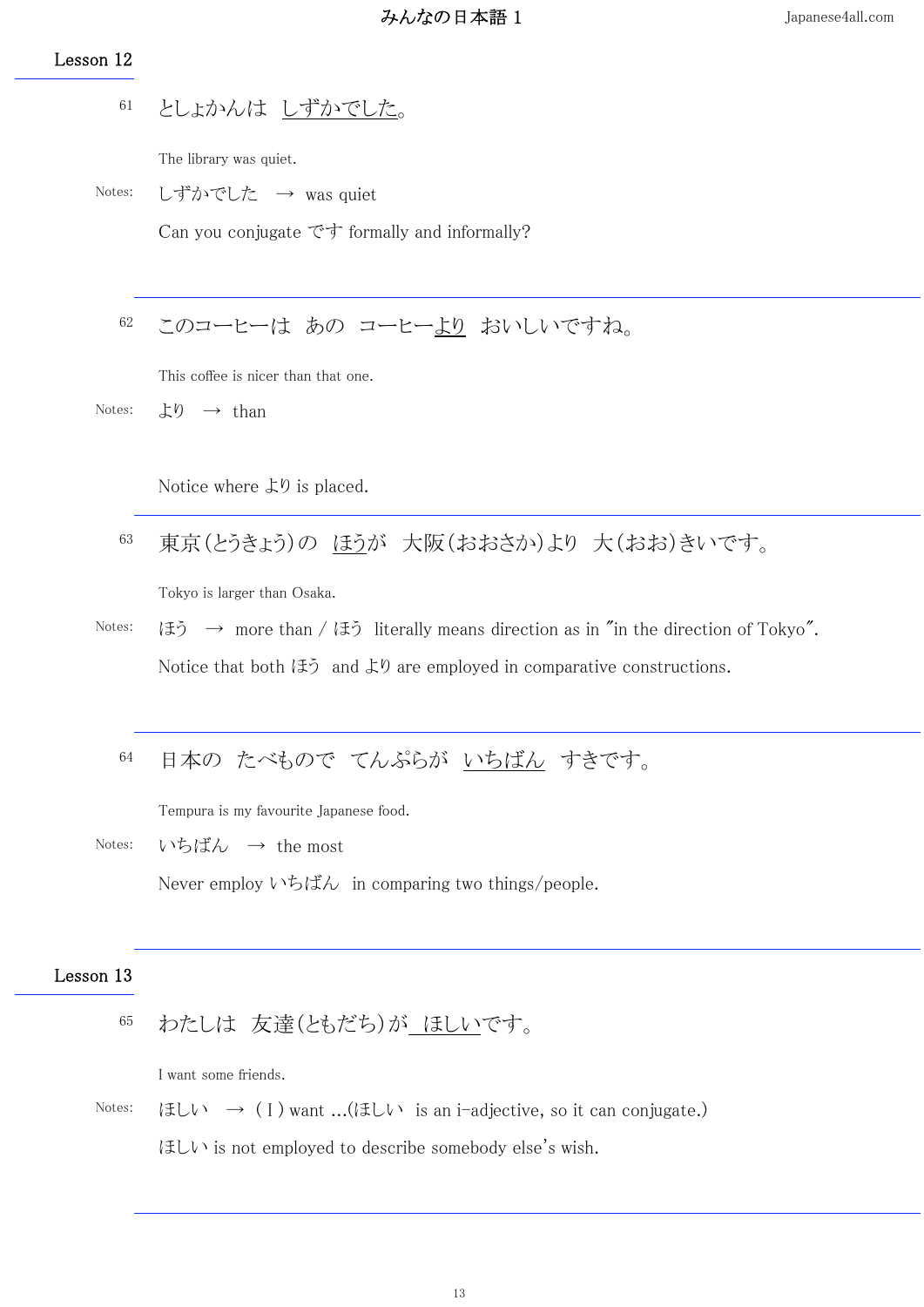## Lesson 12

61　としょかんは　しずかでした。

The library was quiet.

Notes: しずかでした　→　was quiet

Can you conjugate です formally and informally?

---

62　このコーヒーは　あの　コーヒーより　おいしいですね。

This coffee is nicer than that one.

Notes: より　→　than

Notice where より is placed.

---

63　東京(とうきょう)の　ほうが　大阪(おおさか)より　大(おお)きいです。

Tokyo is larger than Osaka.

Notes: ほう　→　more than / ほう　literally means direction as in "in the direction of Tokyo".

Notice that both ほう　and より are employed in comparative constructions.

---

64　日本の　たべもので　てんぷらが　いちばん　すきです。

Tempura is my favourite Japanese food.

Notes: いちばん　→　the most

Never employ いちばん　in comparing two things/people.

---

## Lesson 13

65　わたしは　友達(ともだち)が　ほしいです。

I want some friends.

Notes: ほしい　→　( I ) want ...(ほしい　is an i-adjective, so it can conjugate.)

ほしい is not employed to describe somebody else's wish.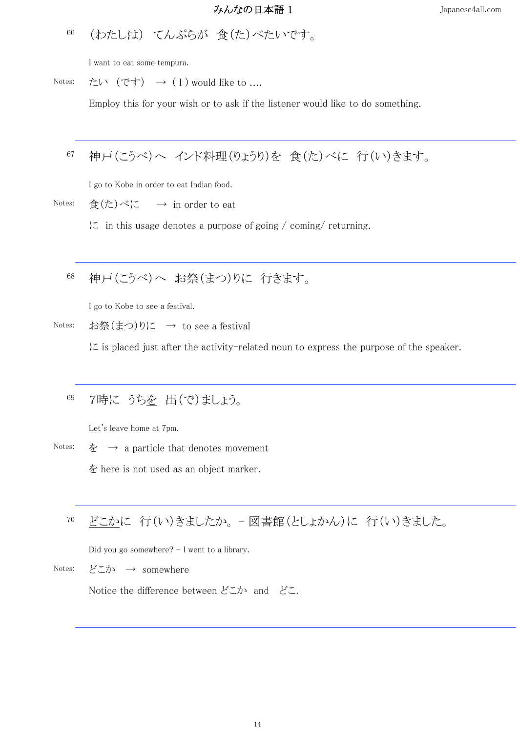66　（わたしは）　てんぷらが　食(た)べたいです。

I want to eat some tempura.

Notes:　たい　（です）　→　( I ) would like to ….

Employ this for your wish or to ask if the listener would like to do something.

---

67　神戸(こうべ)へ　インド料理(りょうり)を　食(た)べに　行(い)きます。

I go to Kobe in order to eat Indian food.

Notes:　食(た)べに　→　in order to eat

に　in this usage denotes a purpose of going / coming/ returning.

---

68　神戸(こうべ)へ　お祭(まつ)りに　行きます。

I go to Kobe to see a festival.

Notes:　お祭(まつ)りに　→　to see a festival

に is placed just after the activity-related noun to express the purpose of the speaker.

---

69　7時に　うちを　出(で)ましょう。

Let's leave home at 7pm.

Notes:　を　→　a particle that denotes movement

を here is not used as an object marker.

---

70　どこかに　行(い)きましたか。– 図書館(としょかん)に　行(い)きました。

Did you go somewhere? – I went to a library.

Notes:　どこか　→　somewhere

Notice the difference between どこか　and　どこ.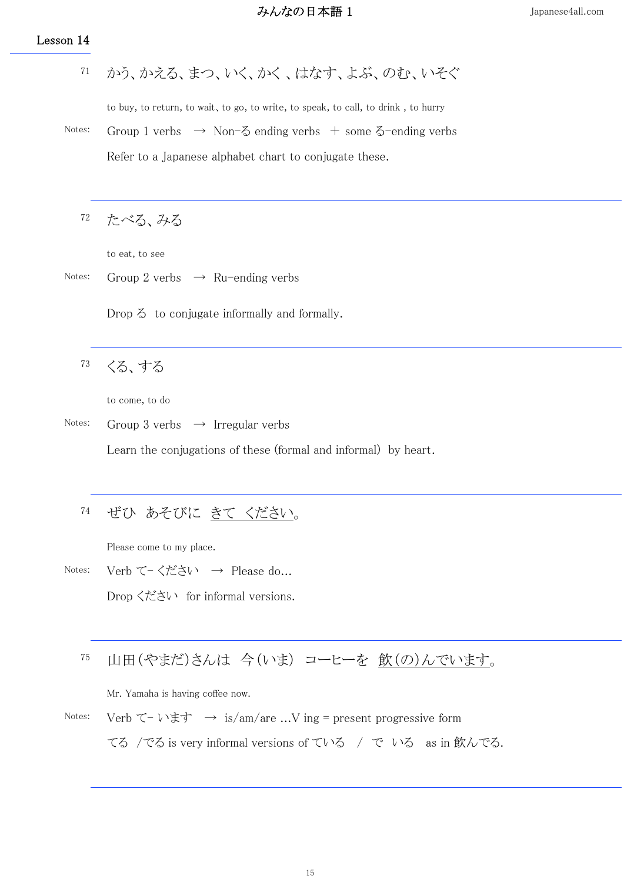## Lesson 14

71　から、かえる、まつ、いく、かく 、はなす、よぶ、のむ、いそぐ

to buy, to return, to wait, to go, to write, to speak, to call, to drink , to hurry

Notes: Group 1 verbs → Non-る ending verbs ＋ some る-ending verbs

Refer to a Japanese alphabet chart to conjugate these.

---

72　たべる、みる

to eat, to see

Notes: Group 2 verbs → Ru-ending verbs

Drop る to conjugate informally and formally.

---

73　くる、する

to come, to do

Notes: Group 3 verbs → Irregular verbs

Learn the conjugations of these (formal and informal) by heart.

---

74　ぜひ　あそびに　<u>きて　ください</u>。

Please come to my place.

Notes: Verb て- ください → Please do...

Drop ください for informal versions.

---

75　山田(やまだ)さんは　今(いま)　コーヒーを　<u>飲(の)んでいます</u>。

Mr. Yamaha is having coffee now.

Notes: Verb て- います → is/am/are ...V ing = present progressive form

てる /でる is very informal versions of ている / で いる as in 飲んでる.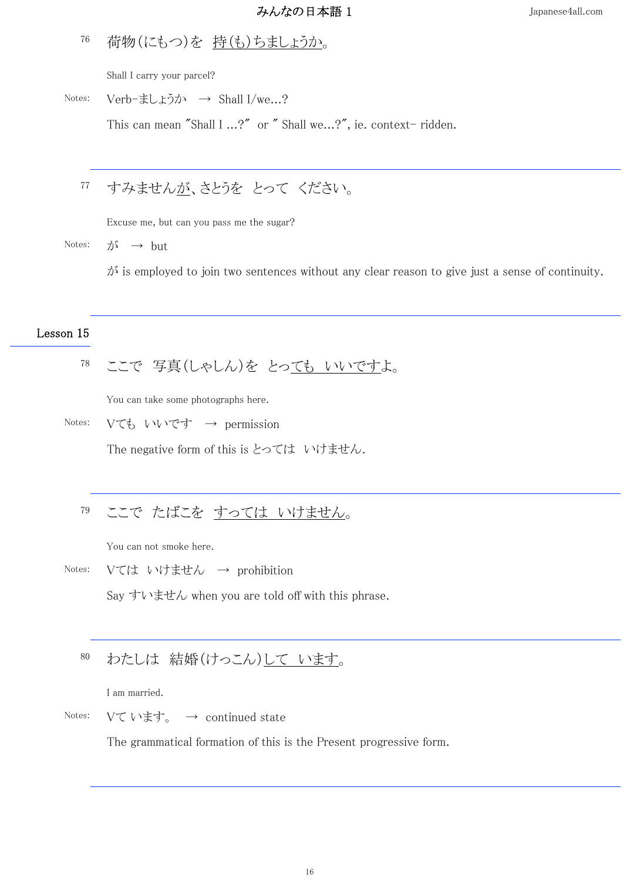76 荷物(にもつ)を　持(も)ちましょうか。

Shall I carry your parcel?

Notes: Verb-ましょうか　→　Shall I/we...?

This can mean "Shall I ...?"　or " Shall we...?", ie. context- ridden.

---

77 すみませんが、さとうを　とって　ください。

Excuse me, but can you pass me the sugar?

Notes: が　→　but

が is employed to join two sentences without any clear reason to give just a sense of continuity.

---

## Lesson 15

78 ここで　写真(しゃしん)を　とっても　いいですよ。

You can take some photographs here.

Notes: Vても　いいです　→　permission

The negative form of this is とっては　いけません.

---

79 ここで　たばこを　すっては　いけません。

You can not smoke here.

Notes: Vては　いけません　→　prohibition

Say すいません when you are told off with this phrase.

---

80 わたしは　結婚(けっこん)して　います。

I am married.

Notes: Vて います。　→　continued state

The grammatical formation of this is the Present progressive form.

---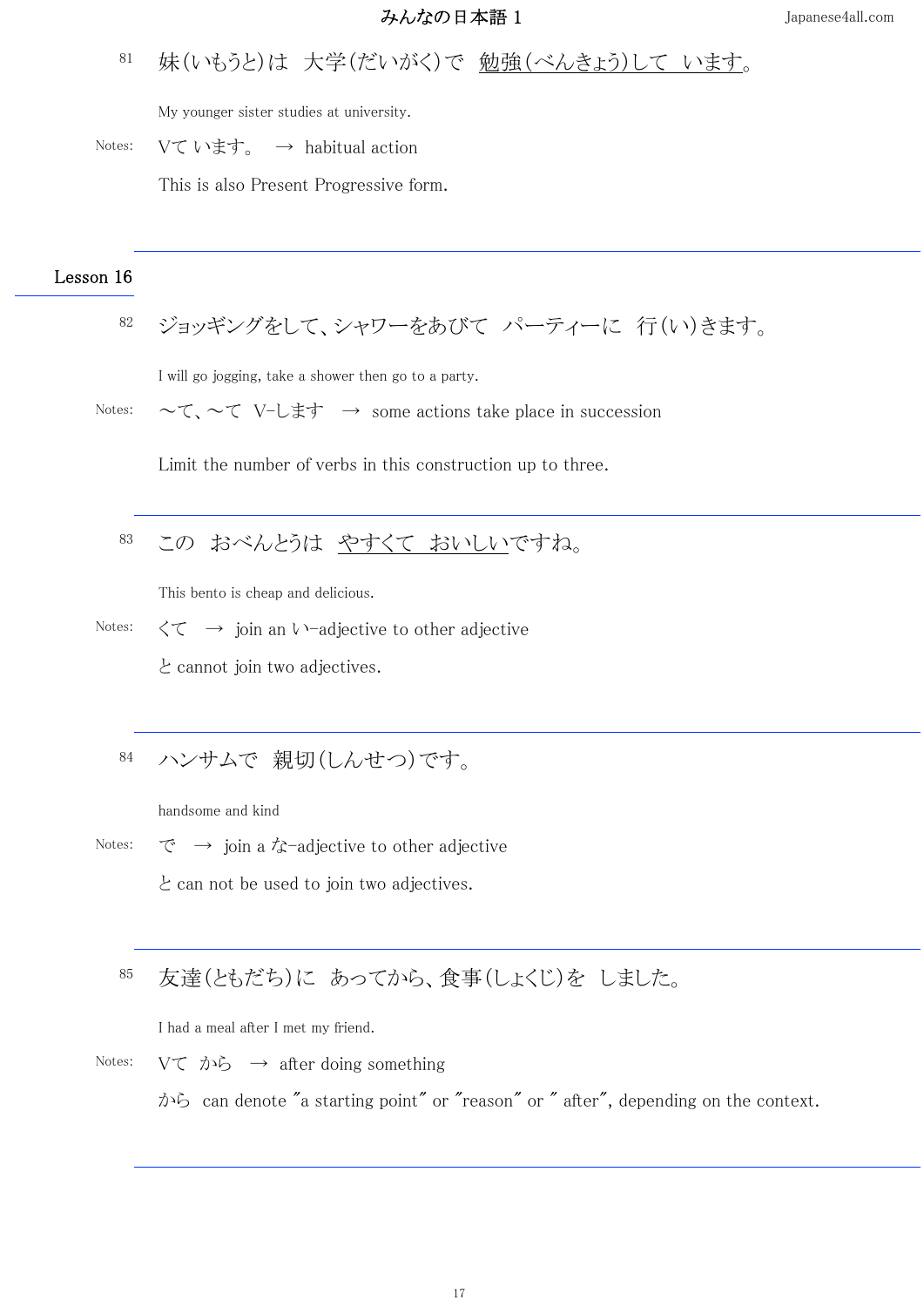81 妹(いもうと)は　大学(だいがく)で　<u>勉強(べんきょう)して　います</u>。

My younger sister studies at university.

Notes: Vて います。 → habitual action

This is also Present Progressive form.

---

## Lesson 16

82 ジョッギングをして、シャワーをあびて　パーティーに　行(い)きます。

I will go jogging, take a shower then go to a party.

Notes: 〜て、〜て V-します → some actions take place in succession

Limit the number of verbs in this construction up to three.

---

83 この　おべんとうは　<u>やすくて　おいしい</u>ですね。

This bento is cheap and delicious.

Notes: くて → join an い-adjective to other adjective

と cannot join two adjectives.

---

84 ハンサムで　親切(しんせつ)です。

handsome and kind

Notes: で → join a な-adjective to other adjective

と can not be used to join two adjectives.

---

85 友達(ともだち)に　あってから、食事(しょくじ)を　しました。

I had a meal after I met my friend.

Notes: Vて から → after doing something

から can denote "a starting point" or "reason" or " after", depending on the context.

---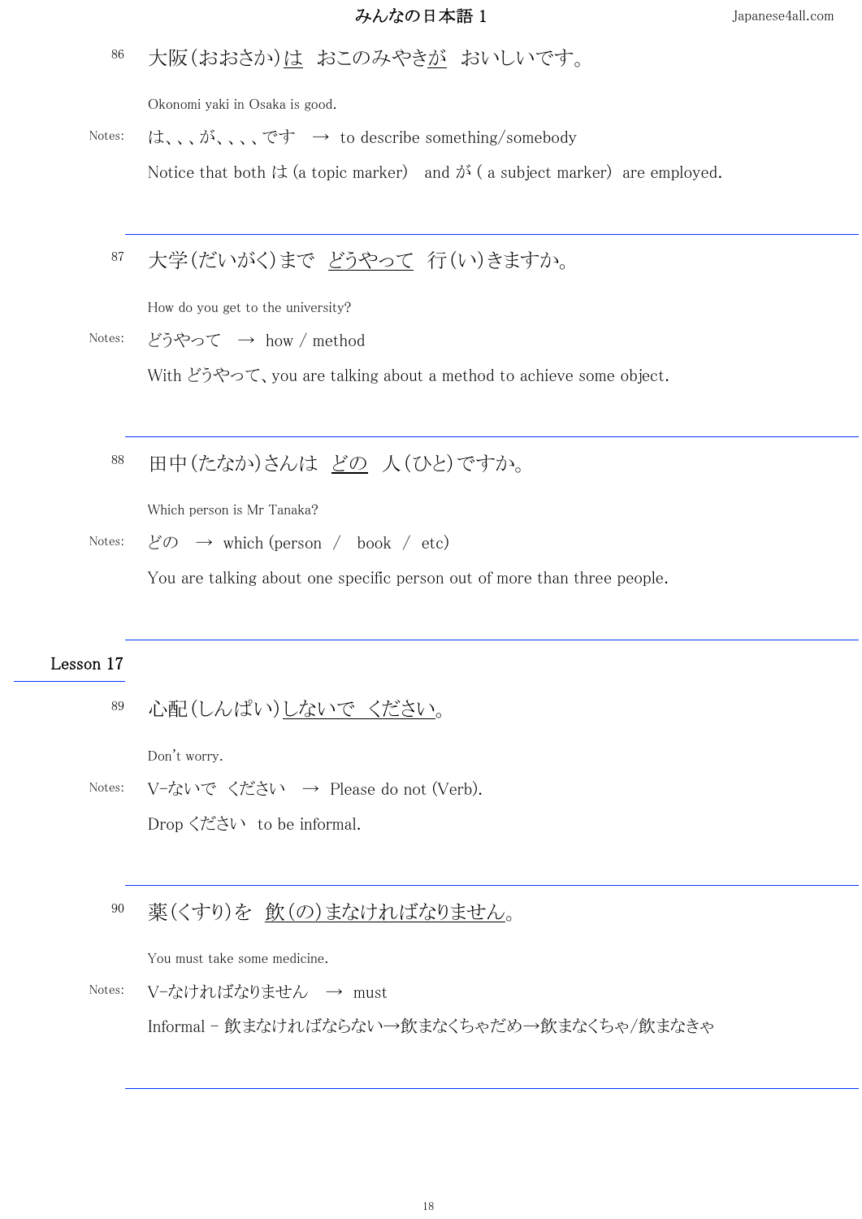86　大阪(おおさか)は　おこのみやきが　おいしいです。

Okonomi yaki in Osaka is good.

Notes:　は、、、が、、、、です　→ to describe something/somebody

Notice that both は (a topic marker)　and が ( a subject marker)　are employed.

---

87　大学(だいがく)まで　どうやって　行(い)きますか。

How do you get to the university?

Notes:　どうやって　→ how / method

With どうやって、you are talking about a method to achieve some object.

---

88　田中(たなか)さんは　どの　人(ひと)ですか。

Which person is Mr Tanaka?

Notes:　どの　→ which (person　/　book　/　etc)

You are talking about one specific person out of more than three people.

---

## Lesson 17

89　心配(しんぱい)しないで　ください。

Don't worry.

Notes:　V-ないで　ください　→ Please do not (Verb).

Drop ください　to be informal.

---

90　薬(くすり)を　飲(の)まなければなりません。

You must take some medicine.

Notes:　V-なければなりません　→ must

Informal – 飲まなければならない→飲まなくちゃだめ→飲まなくちゃ/飲まなきゃ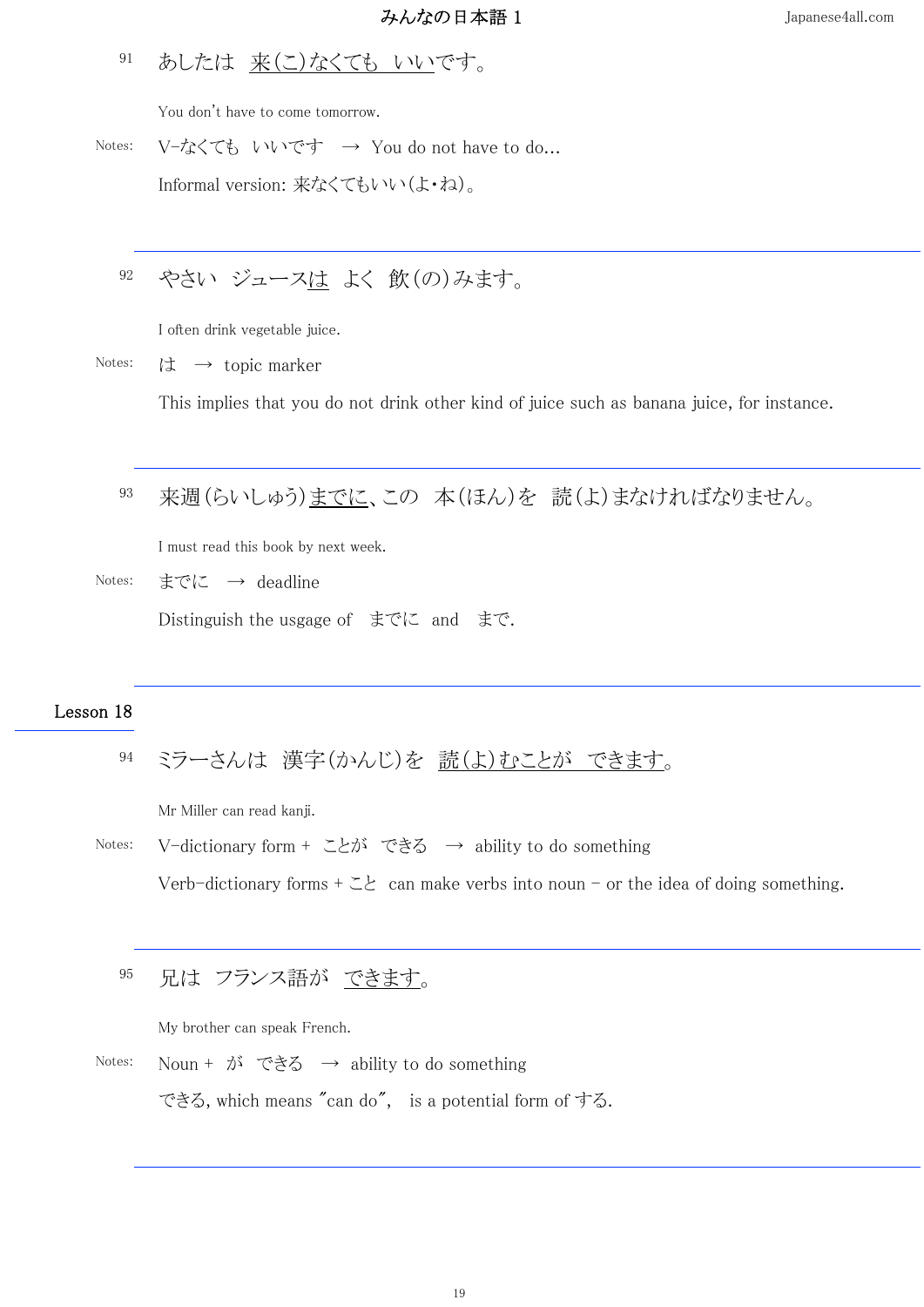91　あしたは　来(こ)なくても　いいです。

You don't have to come tomorrow.

Notes: V-なくても　いいです　→ You do not have to do...

Informal version: 来なくてもいい(よ・ね)。

---

92　やさい　ジュースは　よく　飲(の)みます。

I often drink vegetable juice.

Notes: は　→ topic marker

This implies that you do not drink other kind of juice such as banana juice, for instance.

---

93　来週(らいしゅう)までに、この　本(ほん)を　読(よ)まなければなりません。

I must read this book by next week.

Notes: までに　→ deadline

Distinguish the usgage of　までに　and　まで.

---

## Lesson 18

94　ミラーさんは　漢字(かんじ)を　読(よ)むことが　できます。

Mr Miller can read kanji.

Notes: V-dictionary form + ことが　できる　→ ability to do something

Verb-dictionary forms + こと can make verbs into noun - or the idea of doing something.

---

95　兄は　フランス語が　できます。

My brother can speak French.

Notes: Noun + が　できる　→ ability to do something

できる, which means "can do", is a potential form of する.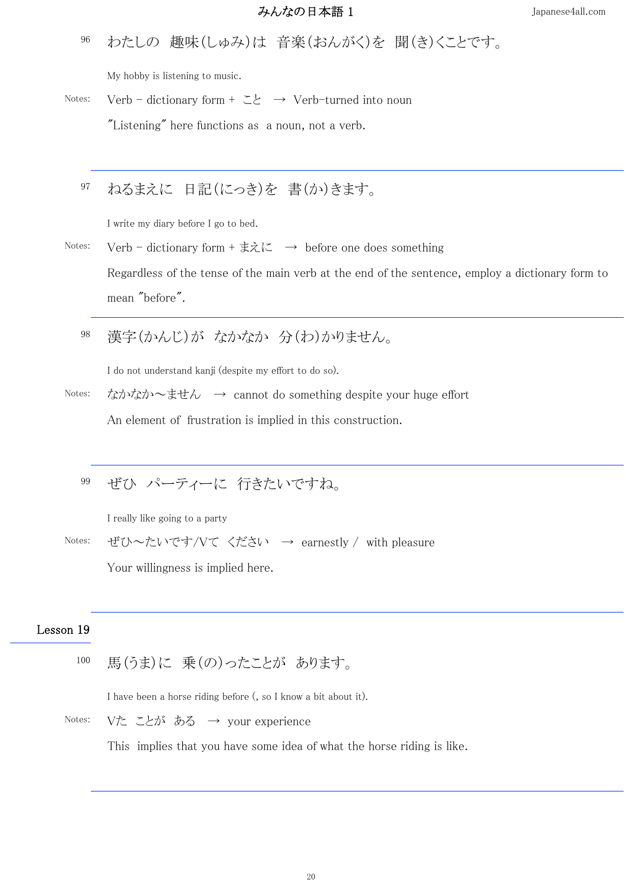96　わたしの　趣味(しゅみ)は　音楽(おんがく)を　聞(き)くことです。

My hobby is listening to music.

Notes: Verb – dictionary form + こと　→　Verb-turned into noun

"Listening" here functions as a noun, not a verb.

---

97　ねるまえに　日記(にっき)を　書(か)きます。

I write my diary before I go to bed.

Notes: Verb – dictionary form + まえに　→　before one does something

Regardless of the tense of the main verb at the end of the sentence, employ a dictionary form to mean "before".

---

98　漢字(かんじ)が　なかなか　分(わ)かりません。

I do not understand kanji (despite my effort to do so).

Notes: なかなか〜ません　→　cannot do something despite your huge effort

An element of frustration is implied in this construction.

---

99　ぜひ　パーティーに　行きたいですね。

I really like going to a party

Notes: ぜひ〜たいです/Vて　ください　→　earnestly / with pleasure

Your willingness is implied here.

---

## Lesson 19

100　馬(うま)に　乗(の)ったことが　あります。

I have been a horse riding before (, so I know a bit about it).

Notes: Vた　ことが　ある　→　your experience

This implies that you have some idea of what the horse riding is like.

---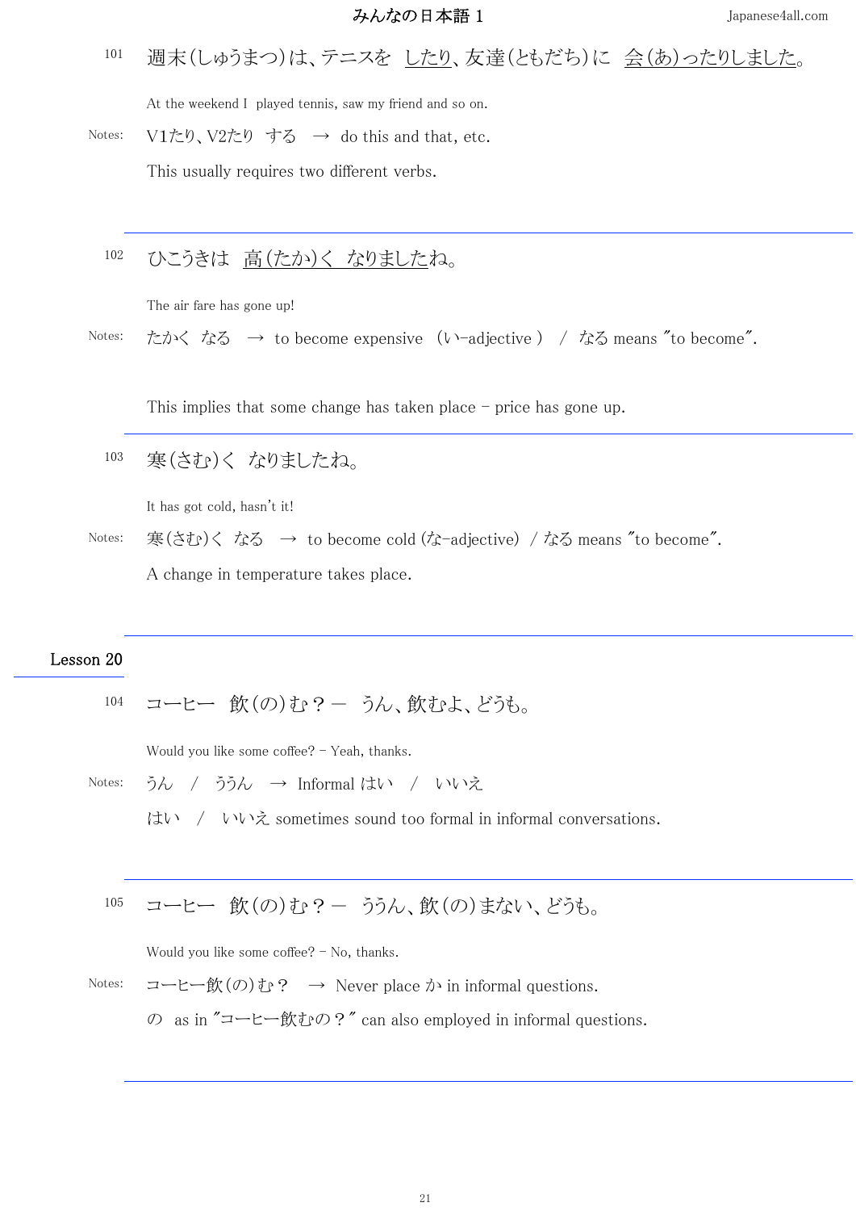101　週末(しゅうまつ)は、テニスを したり、友達(ともだち)に 会(あ)ったりしました。

At the weekend I played tennis, saw my friend and so on.

Notes: V1たり、V2たり する → do this and that, etc.

This usually requires two different verbs.

---

102　ひこうきは 高(たか)く なりましたね。

The air fare has gone up!

Notes: たかく なる → to become expensive (い-adjective) / なる means "to become".

This implies that some change has taken place – price has gone up.

---

103　寒(さむ)く なりましたね。

It has got cold, hasn't it!

Notes: 寒(さむ)く なる → to become cold (な-adjective) / なる means "to become".

A change in temperature takes place.

---

## Lesson 20

104　コーヒー 飲(の)む？ー うん、飲むよ、どうも。

Would you like some coffee? – Yeah, thanks.

Notes: うん / ううん → Informal はい / いいえ

はい / いいえ sometimes sound too formal in informal conversations.

---

105　コーヒー 飲(の)む？ー ううん、飲(の)まない、どうも。

Would you like some coffee? – No, thanks.

Notes: コーヒー飲(の)む？ → Never place か in informal questions.

の as in "コーヒー飲むの？" can also employed in informal questions.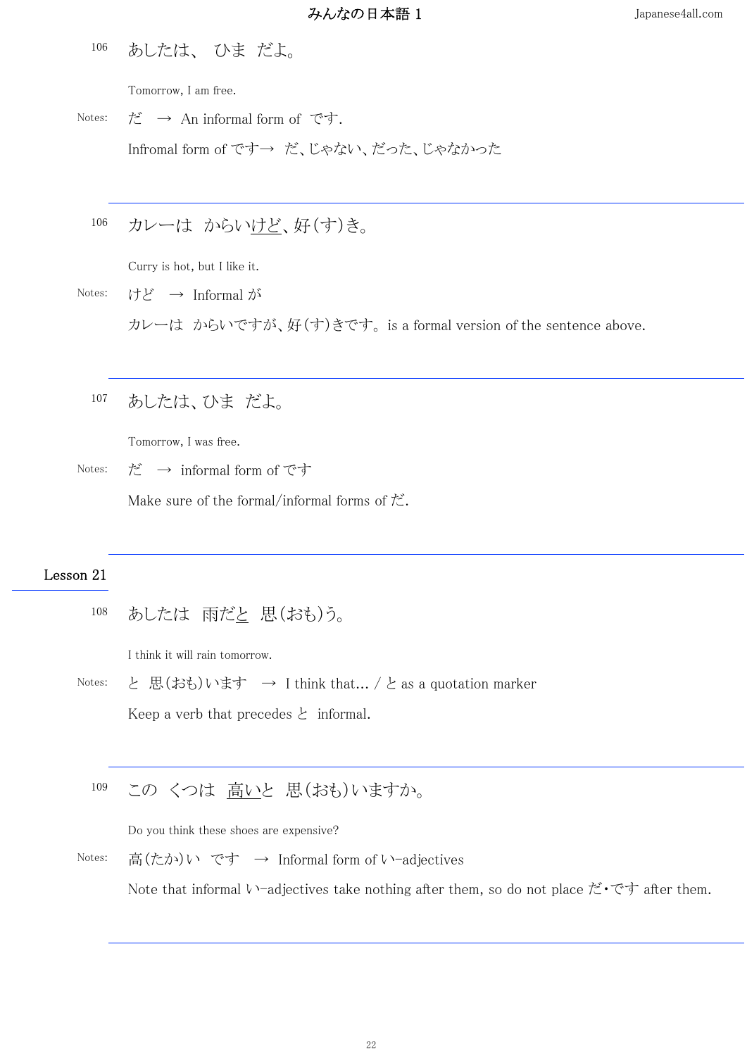106　あしたは、 ひま だよ。

Tomorrow, I am free.

Notes: だ → An informal form of です.

Infromal form of です→ だ、じゃない、だった、じゃなかった

---

106　カレーは からい<u>けど</u>、好(す)き。

Curry is hot, but I like it.

Notes: けど → Informal が

カレーは からいですが、好(す)きです。 is a formal version of the sentence above.

---

107　あしたは、ひま だよ。

Tomorrow, I was free.

Notes: だ → informal form of です

Make sure of the formal/informal forms of だ.

---

## Lesson 21

108　あしたは 雨だ<u>と</u> 思(おも)う。

I think it will rain tomorrow.

Notes: と 思(おも)います → I think that... / と as a quotation marker

Keep a verb that precedes と informal.

---

109　この くつは <u>高い</u>と 思(おも)いますか。

Do you think these shoes are expensive?

Notes: 高(たか)い です → Informal form of い-adjectives

Note that informal い-adjectives take nothing after them, so do not place だ・です after them.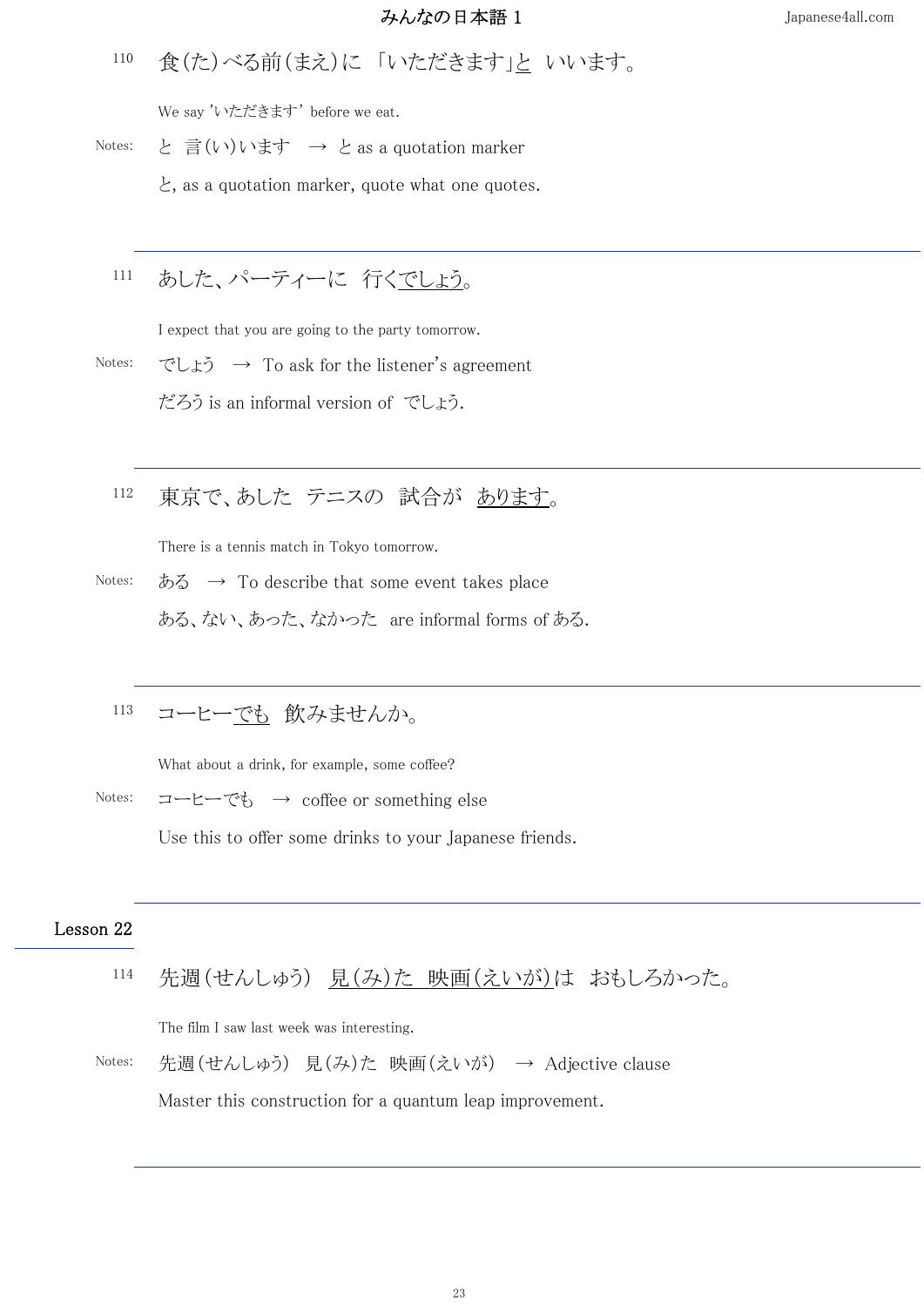110　食(た)べる前(まえ)に 「いただきます」と いいます。

We say 'いただきます' before we eat.

Notes: と 言(い)います → と as a quotation marker

と, as a quotation marker, quote what one quotes.

---

111　あした、パーティーに 行くでしょう。

I expect that you are going to the party tomorrow.

Notes: でしょう → To ask for the listener's agreement

だろう is an informal version of でしょう.

---

112　東京で、あした テニスの 試合が あります。

There is a tennis match in Tokyo tomorrow.

Notes: ある → To describe that some event takes place

ある、ない、あった、なかった are informal forms of ある.

---

113　コーヒーでも 飲みませんか。

What about a drink, for example, some coffee?

Notes: コーヒーでも → coffee or something else

Use this to offer some drinks to your Japanese friends.

---

## Lesson 22

114　先週(せんしゅう) 見(み)た 映画(えいが)は おもしろかった。

The film I saw last week was interesting.

Notes: 先週(せんしゅう) 見(み)た 映画(えいが) → Adjective clause

Master this construction for a quantum leap improvement.

---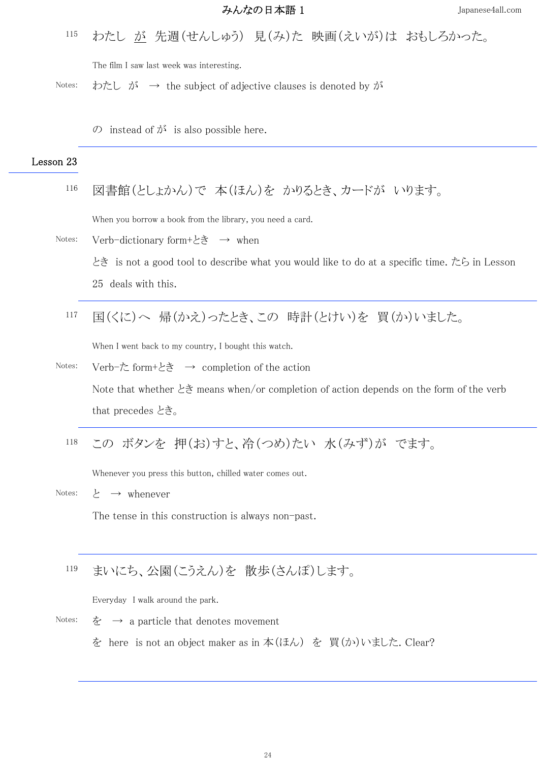115　わたし <u>が</u>　先週(せんしゅう)　見(み)た　映画(えいが)は　おもしろかった。

The film I saw last week was interesting.

Notes:　わたし　が　→　the subject of adjective clauses is denoted by が

の　instead of が　is also possible here.

---

## Lesson 23

116　図書館(としょかん)で　本(ほん)を　かりるとき、カードが　いります。

When you borrow a book from the library, you need a card.

Notes:　Verb-dictionary form+とき　→　when

とき　is not a good tool to describe what you would like to do at a specific time. たら in Lesson 25 deals with this.

---

117　国(くに)へ　帰(かえ)ったとき、この　時計(とけい)を　買(か)いました。

When I went back to my country, I bought this watch.

Notes:　Verb-た form+とき　→　completion of the action

Note that whether とき means when/or completion of action depends on the form of the verb that precedes とき。

---

118　この　ボタンを　押(お)すと、冷(つめ)たい　水(みず)が　でます。

Whenever you press this button, chilled water comes out.

Notes:　と　→　whenever

The tense in this construction is always non-past.

---

119　まいにち、公園(こうえん)を　散歩(さんぽ)します。

Everyday　I walk around the park.

Notes:　を　→　a particle that denotes movement

を　here　is not an object maker as in 本(ほん)　を　買(か)いました. Clear?

---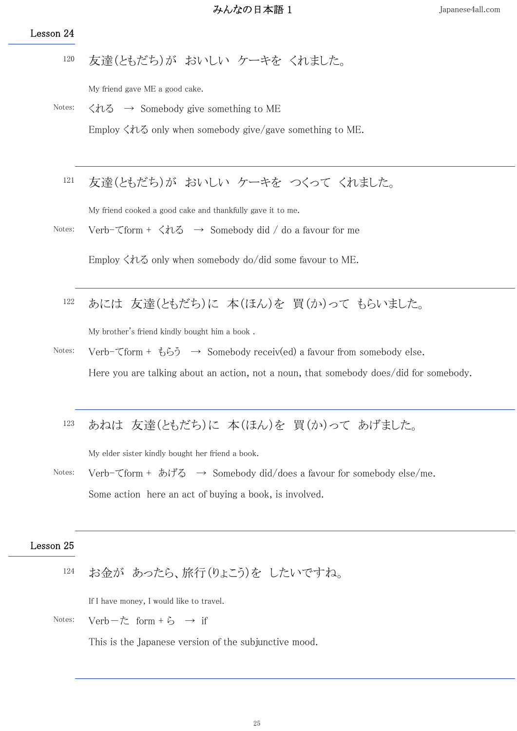## Lesson 24

120 友達(ともだち)が　おいしい　ケーキを　くれました。

My friend gave ME a good cake.

Notes: くれる　→ Somebody give something to ME

Employ くれる only when somebody give/gave something to ME.

---

121 友達(ともだち)が　おいしい　ケーキを　つくって　くれました。

My friend cooked a good cake and thankfully gave it to me.

Notes: Verb-てform + くれる　→ Somebody did / do a favour for me

Employ くれる only when somebody do/did some favour to ME.

---

122 あには　友達(ともだち)に　本(ほん)を　買(か)って　もらいました。

My brother's friend kindly bought him a book .

Notes: Verb-てform + もらう　→ Somebody receiv(ed) a favour from somebody else.

Here you are talking about an action, not a noun, that somebody does/did for somebody.

---

123 あねは　友達(ともだち)に　本(ほん)を　買(か)って　あげました。

My elder sister kindly bought her friend a book.

Notes: Verb-てform + あげる　→ Somebody did/does a favour for somebody else/me.

Some action here an act of buying a book, is involved.

---

## Lesson 25

124 お金が　あったら、旅行(りょこう)を　したいですね。

If I have money, I would like to travel.

Notes: Verb－た form + ら　→ if

This is the Japanese version of the subjunctive mood.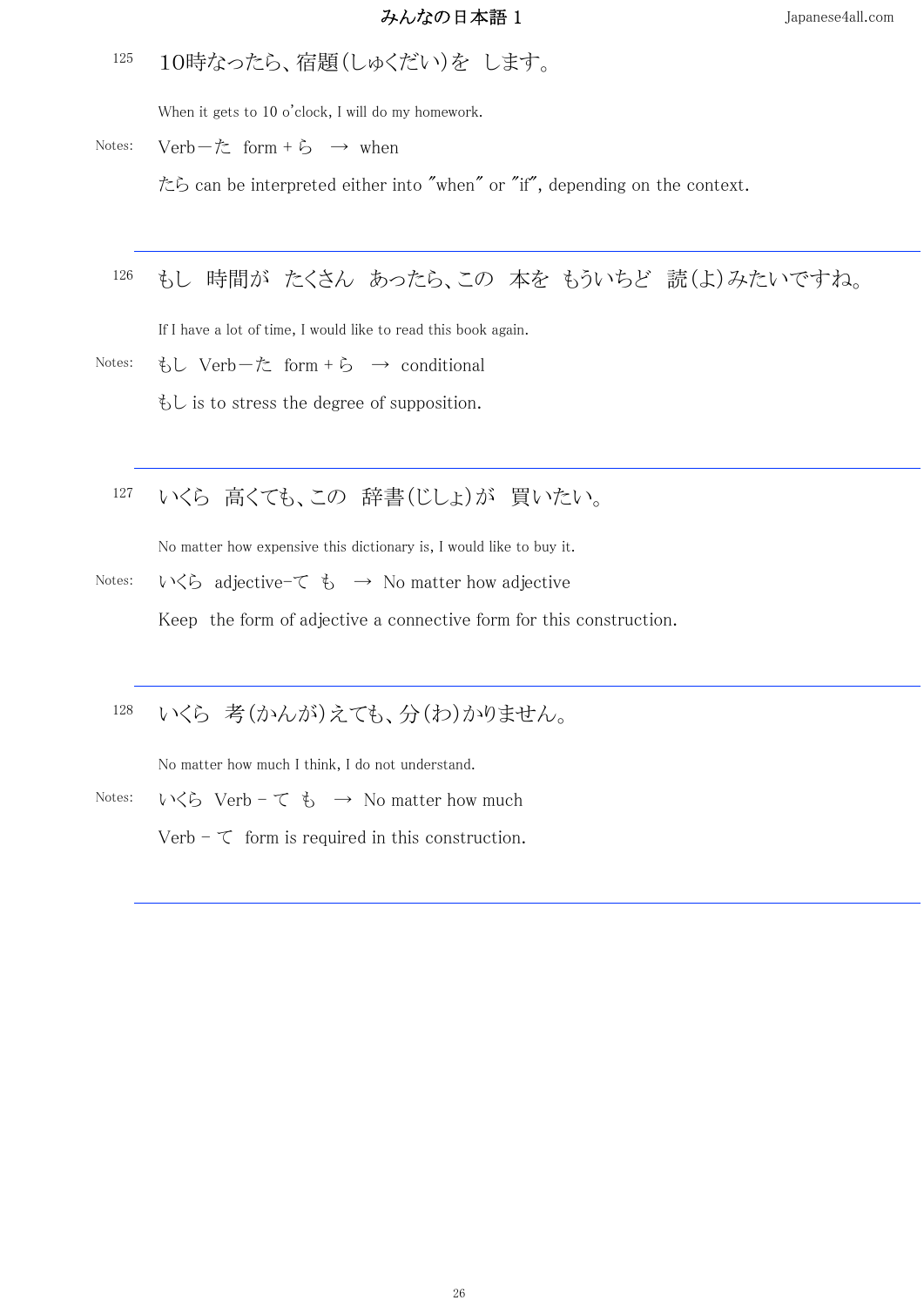125 10時なったら、宿題(しゅくだい)を します。

When it gets to 10 o'clock, I will do my homework.

Notes: Verb－た form + ら → when

たら can be interpreted either into "when" or "if", depending on the context.

---

126 もし 時間が たくさん あったら、この 本を もういちど 読(よ)みたいですね。

If I have a lot of time, I would like to read this book again.

Notes: もし Verb－た form + ら → conditional

もし is to stress the degree of supposition.

---

127 いくら 高くても、この 辞書(じしょ)が 買いたい。

No matter how expensive this dictionary is, I would like to buy it.

Notes: いくら adjective-て も → No matter how adjective

Keep the form of adjective a connective form for this construction.

---

128 いくら 考(かんが)えても、分(わ)かりません。

No matter how much I think, I do not understand.

Notes: いくら Verb－て も → No matter how much

Verb－て form is required in this construction.

---